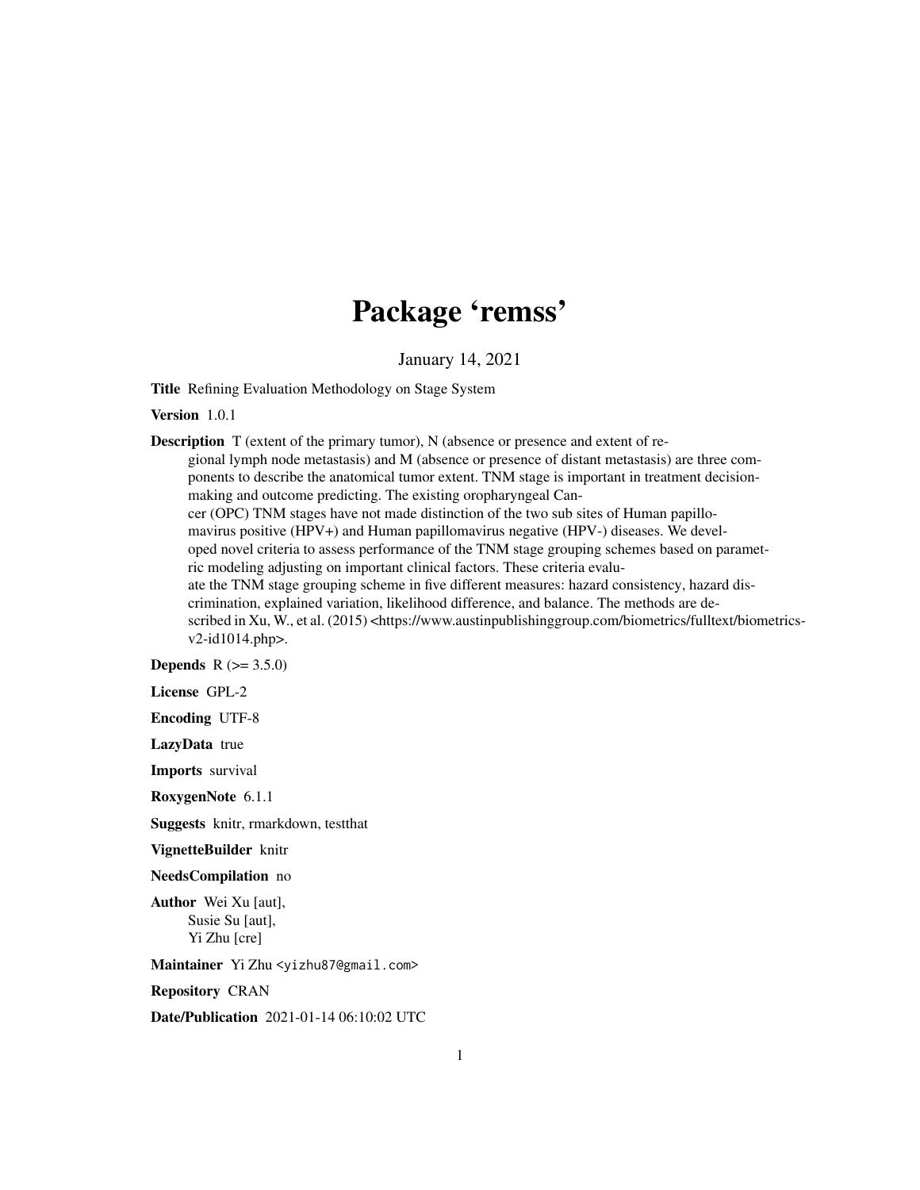# Package 'remss'

January 14, 2021

**Title** Refining Evaluation Methodology on Stage System

**Version** 1.0.1

**Description** T (extent of the primary tumor), N (absence or presence and extent of regional lymph node metastasis) and M (absence or presence of distant metastasis) are three components to describe the anatomical tumor extent. TNM stage is important in treatment decision-making and outcome predicting. The existing oropharyngeal Cancer (OPC) TNM stages have not made distinction of the two sub sites of Human papillomavirus positive (HPV+) and Human papillomavirus negative (HPV-) diseases. We developed novel criteria to assess performance of the TNM stage grouping schemes based on parametric modeling adjusting on important clinical factors. These criteria evaluate the TNM stage grouping scheme in five different measures: hazard consistency, hazard discrimination, explained variation, likelihood difference, and balance. The methods are described in Xu, W., et al. (2015) <https://www.austinpublishinggroup.com/biometrics/fulltext/biometrics-v2-id1014.php>.

**Depends** R (>= 3.5.0)

**License** GPL-2

**Encoding** UTF-8

**LazyData** true

**Imports** survival

**RoxygenNote** 6.1.1

**Suggests** knitr, rmarkdown, testthat

**VignetteBuilder** knitr

**NeedsCompilation** no

**Author** Wei Xu [aut],
Susie Su [aut],
Yi Zhu [cre]

**Maintainer** Yi Zhu <yizhu87@gmail.com>

**Repository** CRAN

**Date/Publication** 2021-01-14 06:10:02 UTC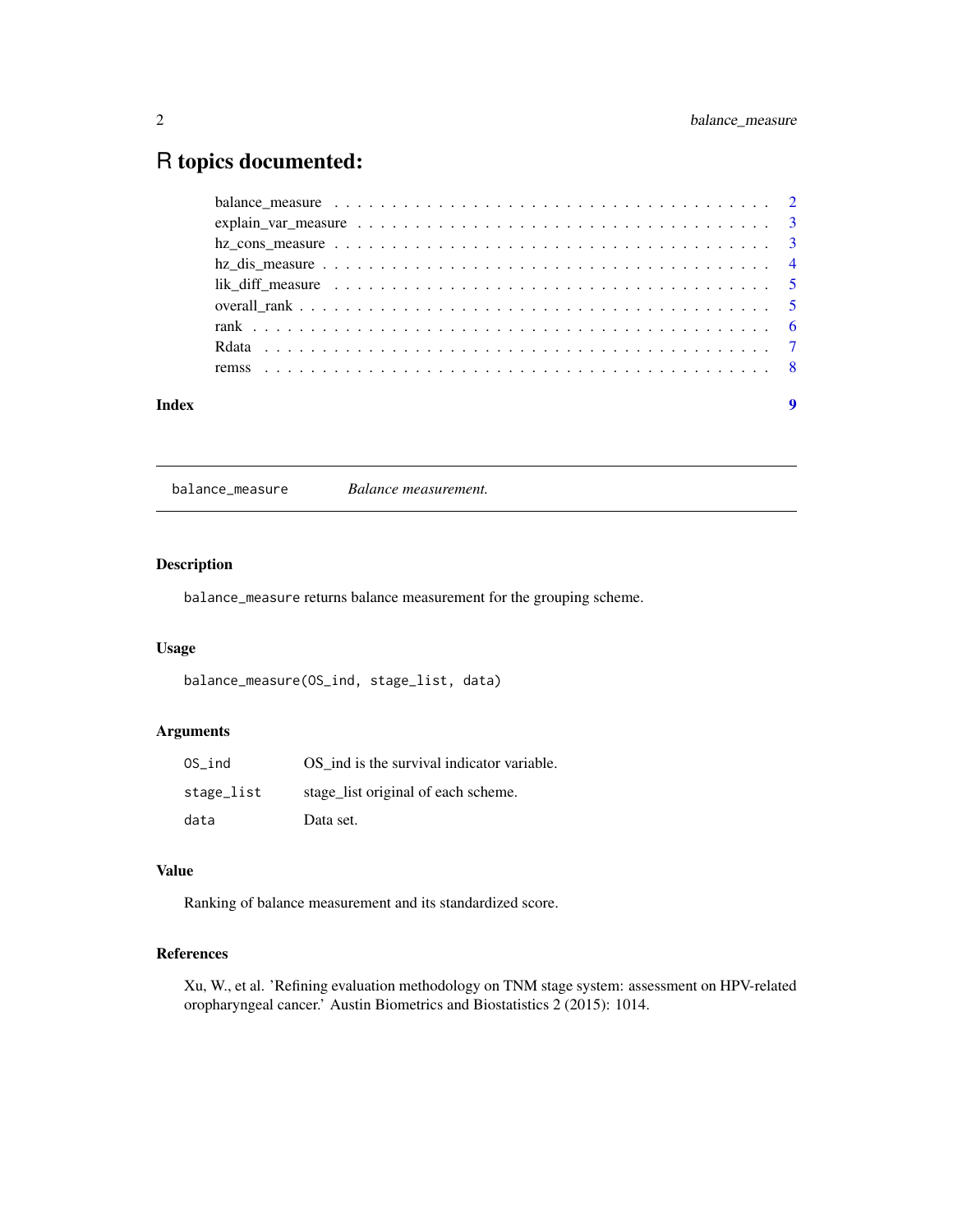# R topics documented:

- balance_measure . . . . . . . . . . . . . . . . . . . . . . . . . . . . . . . . . . . 2
- explain_var_measure . . . . . . . . . . . . . . . . . . . . . . . . . . . . . . . . 3
- hz_cons_measure . . . . . . . . . . . . . . . . . . . . . . . . . . . . . . . . . . 3
- hz_dis_measure . . . . . . . . . . . . . . . . . . . . . . . . . . . . . . . . . . . 4
- lik_diff_measure . . . . . . . . . . . . . . . . . . . . . . . . . . . . . . . . . . 5
- overall_rank . . . . . . . . . . . . . . . . . . . . . . . . . . . . . . . . . . . . . 5
- rank . . . . . . . . . . . . . . . . . . . . . . . . . . . . . . . . . . . . . . . . . 6
- Rdata . . . . . . . . . . . . . . . . . . . . . . . . . . . . . . . . . . . . . . . . 7
- remss . . . . . . . . . . . . . . . . . . . . . . . . . . . . . . . . . . . . . . . . 8

**Index** **9**

---

## balance_measure *Balance measurement.*

---

### Description

`balance_measure` returns balance measurement for the grouping scheme.

### Usage

```
balance_measure(OS_ind, stage_list, data)
```

### Arguments

| | |
|---|---|
| `OS_ind` | OS_ind is the survival indicator variable. |
| `stage_list` | stage_list original of each scheme. |
| `data` | Data set. |

### Value

Ranking of balance measurement and its standardized score.

### References

Xu, W., et al. 'Refining evaluation methodology on TNM stage system: assessment on HPV-related oropharyngeal cancer.' Austin Biometrics and Biostatistics 2 (2015): 1014.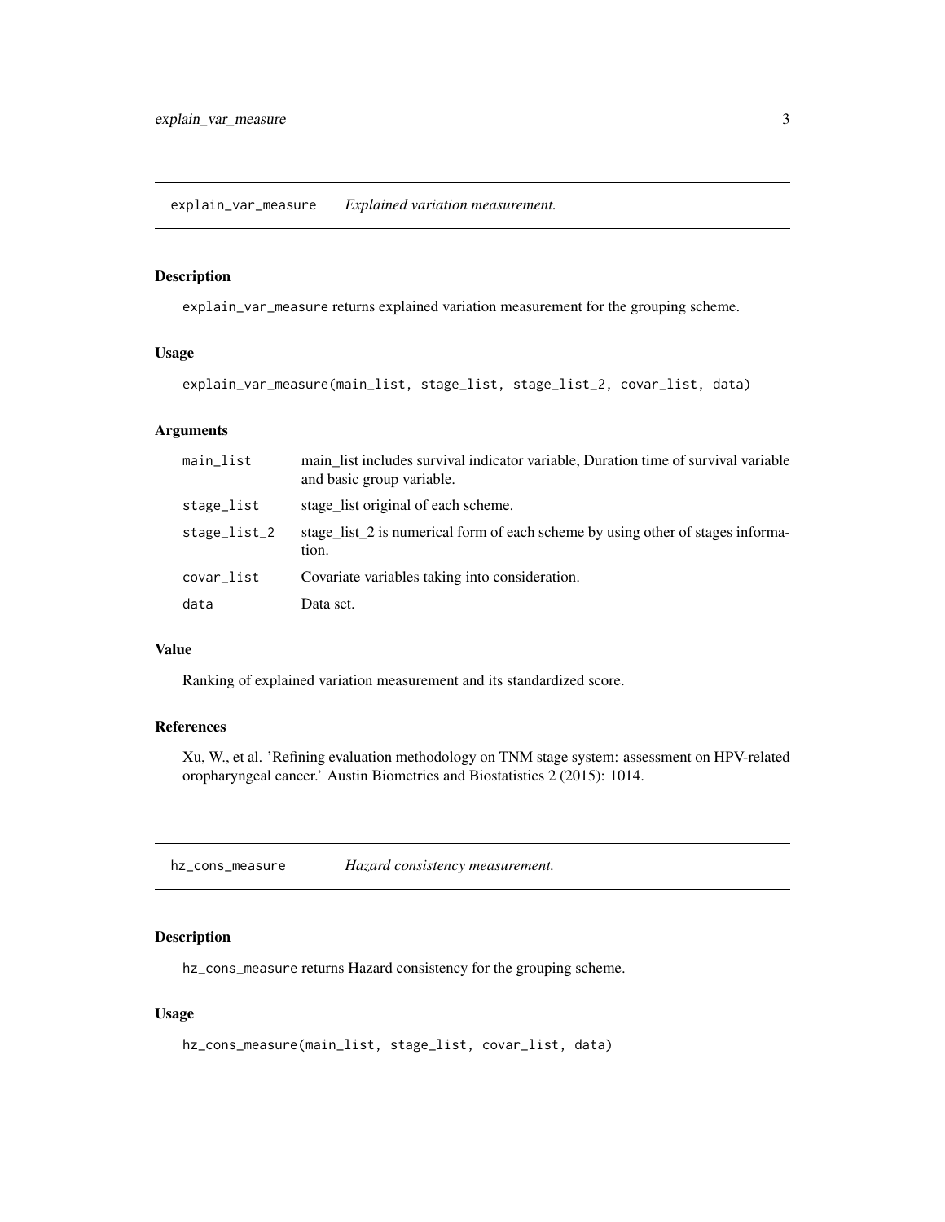## explain_var_measure *Explained variation measurement.*

### Description

explain_var_measure returns explained variation measurement for the grouping scheme.

### Usage

```
explain_var_measure(main_list, stage_list, stage_list_2, covar_list, data)
```

### Arguments

| | |
|---|---|
| main_list | main_list includes survival indicator variable, Duration time of survival variable and basic group variable. |
| stage_list | stage_list original of each scheme. |
| stage_list_2 | stage_list_2 is numerical form of each scheme by using other of stages information. |
| covar_list | Covariate variables taking into consideration. |
| data | Data set. |

### Value

Ranking of explained variation measurement and its standardized score.

### References

Xu, W., et al. 'Refining evaluation methodology on TNM stage system: assessment on HPV-related oropharyngeal cancer.' Austin Biometrics and Biostatistics 2 (2015): 1014.

## hz_cons_measure *Hazard consistency measurement.*

### Description

hz_cons_measure returns Hazard consistency for the grouping scheme.

### Usage

```
hz_cons_measure(main_list, stage_list, covar_list, data)
```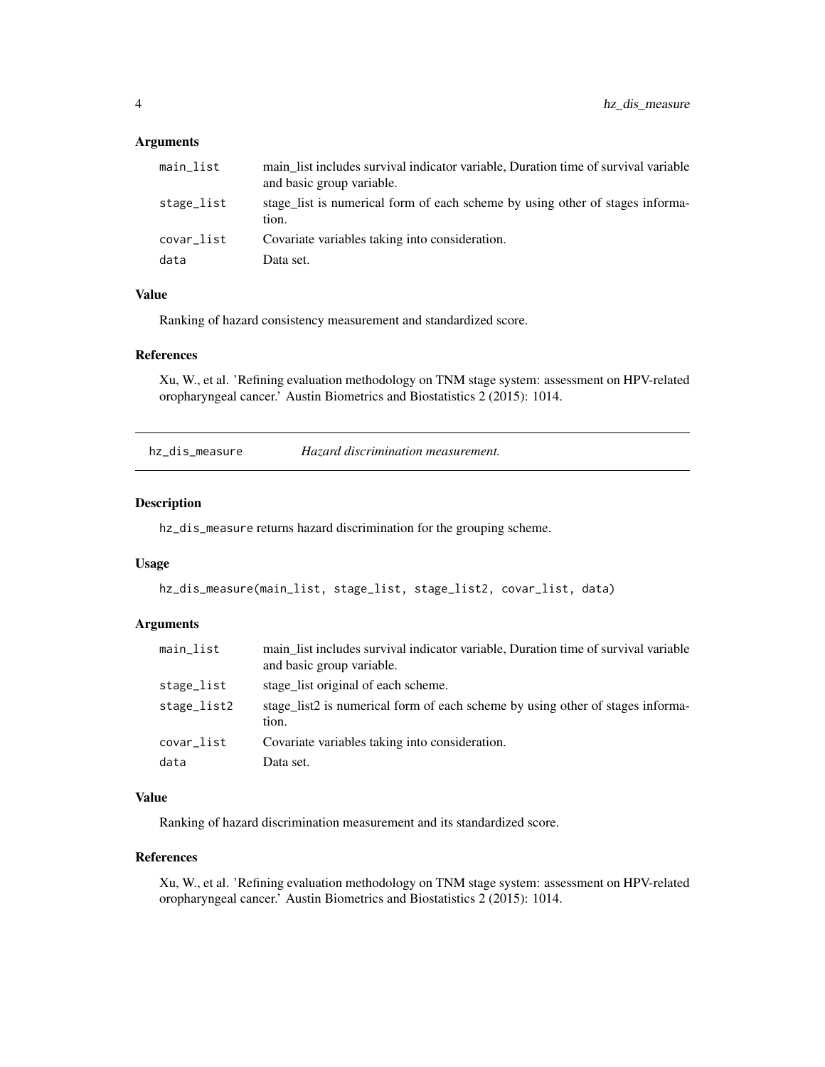### Arguments

| | |
|---|---|
| main_list | main_list includes survival indicator variable, Duration time of survival variable and basic group variable. |
| stage_list | stage_list is numerical form of each scheme by using other of stages information. |
| covar_list | Covariate variables taking into consideration. |
| data | Data set. |

### Value

Ranking of hazard consistency measurement and standardized score.

### References

Xu, W., et al. 'Refining evaluation methodology on TNM stage system: assessment on HPV-related oropharyngeal cancer.' Austin Biometrics and Biostatistics 2 (2015): 1014.

---

## hz_dis_measure — *Hazard discrimination measurement.*

### Description

hz_dis_measure returns hazard discrimination for the grouping scheme.

### Usage

```
hz_dis_measure(main_list, stage_list, stage_list2, covar_list, data)
```

### Arguments

| | |
|---|---|
| main_list | main_list includes survival indicator variable, Duration time of survival variable and basic group variable. |
| stage_list | stage_list original of each scheme. |
| stage_list2 | stage_list2 is numerical form of each scheme by using other of stages information. |
| covar_list | Covariate variables taking into consideration. |
| data | Data set. |

### Value

Ranking of hazard discrimination measurement and its standardized score.

### References

Xu, W., et al. 'Refining evaluation methodology on TNM stage system: assessment on HPV-related oropharyngeal cancer.' Austin Biometrics and Biostatistics 2 (2015): 1014.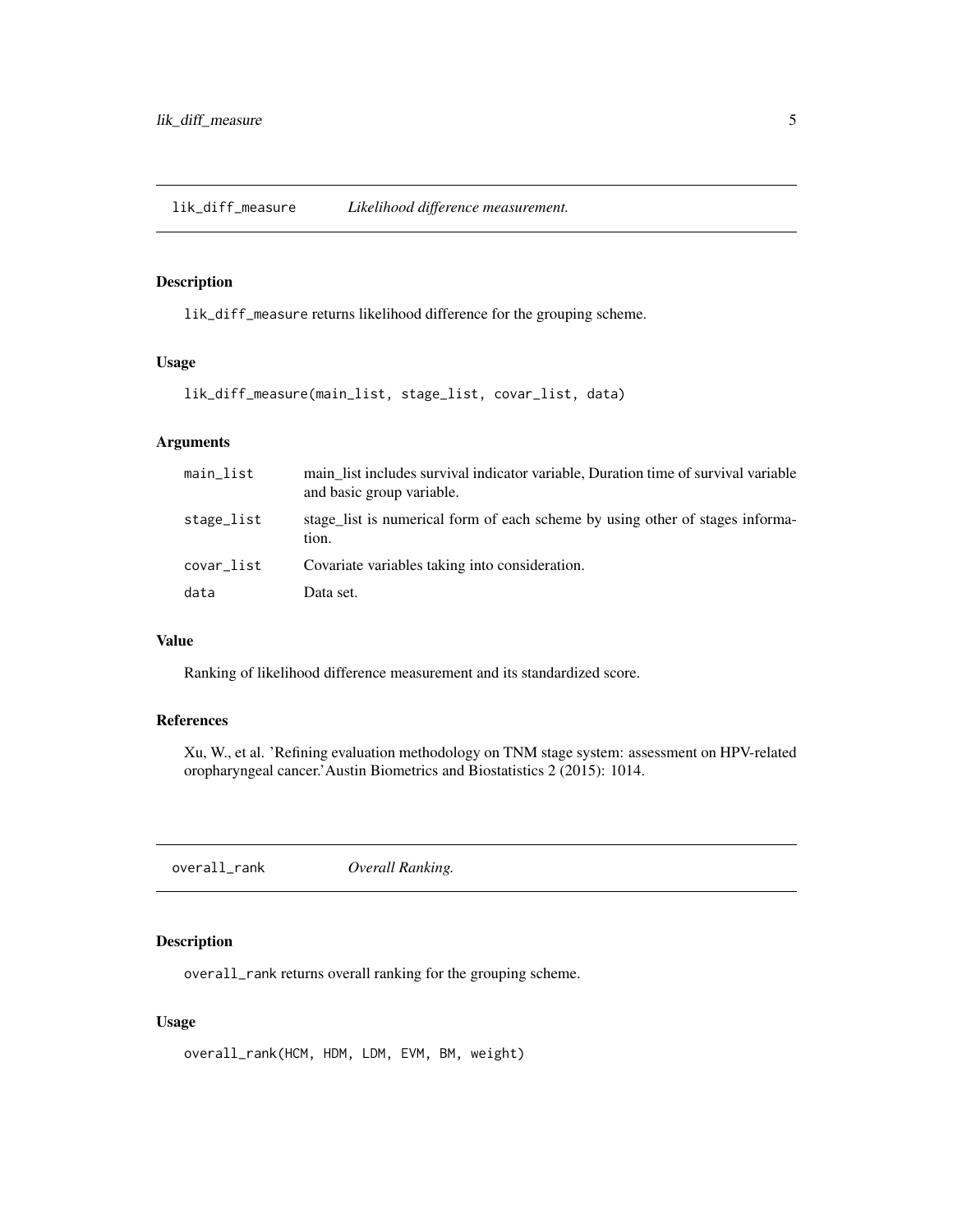## lik_diff_measure *Likelihood difference measurement.*

### Description

lik_diff_measure returns likelihood difference for the grouping scheme.

### Usage

```
lik_diff_measure(main_list, stage_list, covar_list, data)
```

### Arguments

| | |
|---|---|
| main_list | main_list includes survival indicator variable, Duration time of survival variable and basic group variable. |
| stage_list | stage_list is numerical form of each scheme by using other of stages information. |
| covar_list | Covariate variables taking into consideration. |
| data | Data set. |

### Value

Ranking of likelihood difference measurement and its standardized score.

### References

Xu, W., et al. 'Refining evaluation methodology on TNM stage system: assessment on HPV-related oropharyngeal cancer.'Austin Biometrics and Biostatistics 2 (2015): 1014.

## overall_rank *Overall Ranking.*

### Description

overall_rank returns overall ranking for the grouping scheme.

### Usage

```
overall_rank(HCM, HDM, LDM, EVM, BM, weight)
```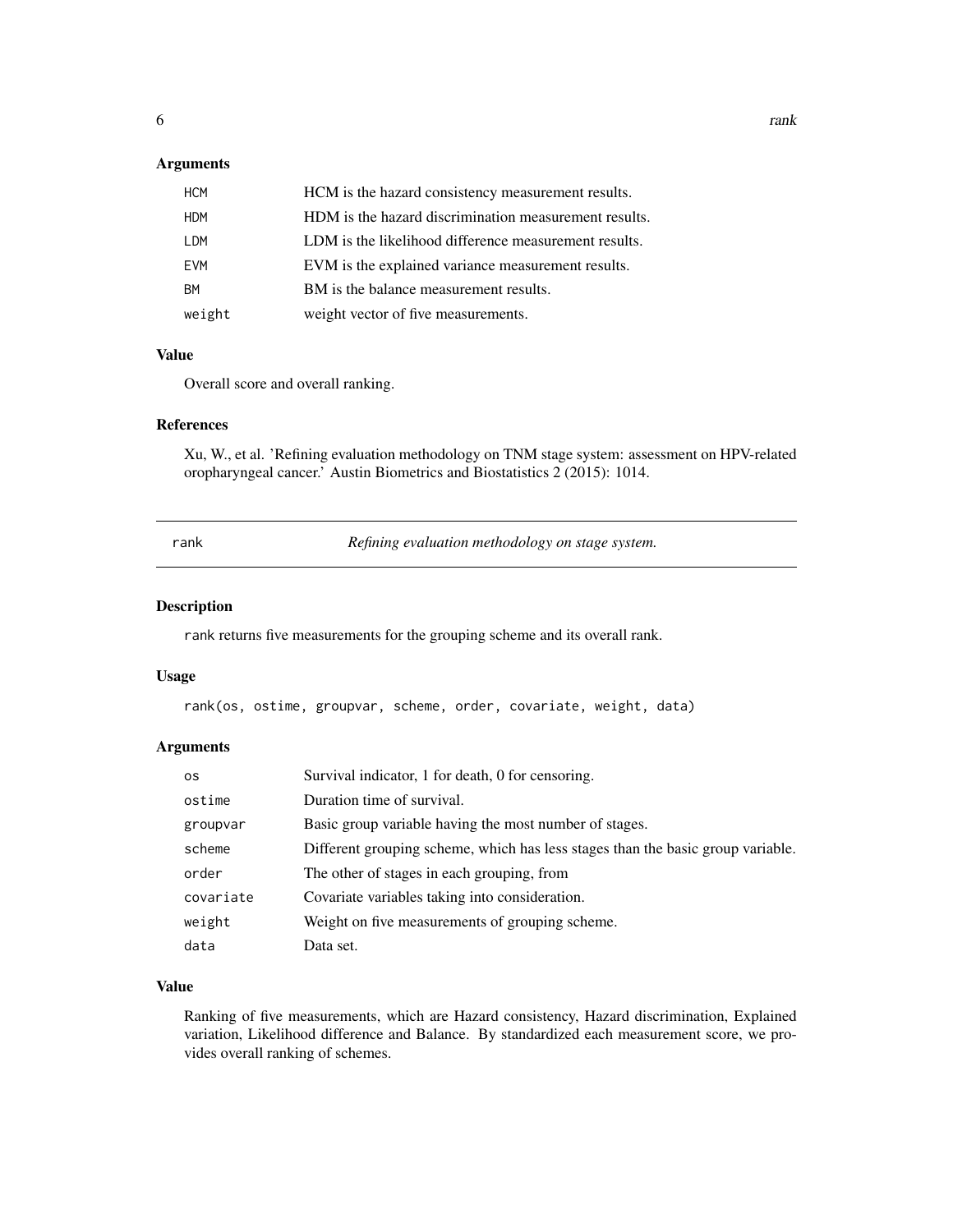## Arguments

| | |
|---|---|
| HCM | HCM is the hazard consistency measurement results. |
| HDM | HDM is the hazard discrimination measurement results. |
| LDM | LDM is the likelihood difference measurement results. |
| EVM | EVM is the explained variance measurement results. |
| BM | BM is the balance measurement results. |
| weight | weight vector of five measurements. |

## Value

Overall score and overall ranking.

## References

Xu, W., et al. 'Refining evaluation methodology on TNM stage system: assessment on HPV-related oropharyngeal cancer.' Austin Biometrics and Biostatistics 2 (2015): 1014.

---

# rank — *Refining evaluation methodology on stage system.*

## Description

rank returns five measurements for the grouping scheme and its overall rank.

## Usage

```
rank(os, ostime, groupvar, scheme, order, covariate, weight, data)
```

## Arguments

| | |
|---|---|
| os | Survival indicator, 1 for death, 0 for censoring. |
| ostime | Duration time of survival. |
| groupvar | Basic group variable having the most number of stages. |
| scheme | Different grouping scheme, which has less stages than the basic group variable. |
| order | The other of stages in each grouping, from |
| covariate | Covariate variables taking into consideration. |
| weight | Weight on five measurements of grouping scheme. |
| data | Data set. |

## Value

Ranking of five measurements, which are Hazard consistency, Hazard discrimination, Explained variation, Likelihood difference and Balance. By standardized each measurement score, we provides overall ranking of schemes.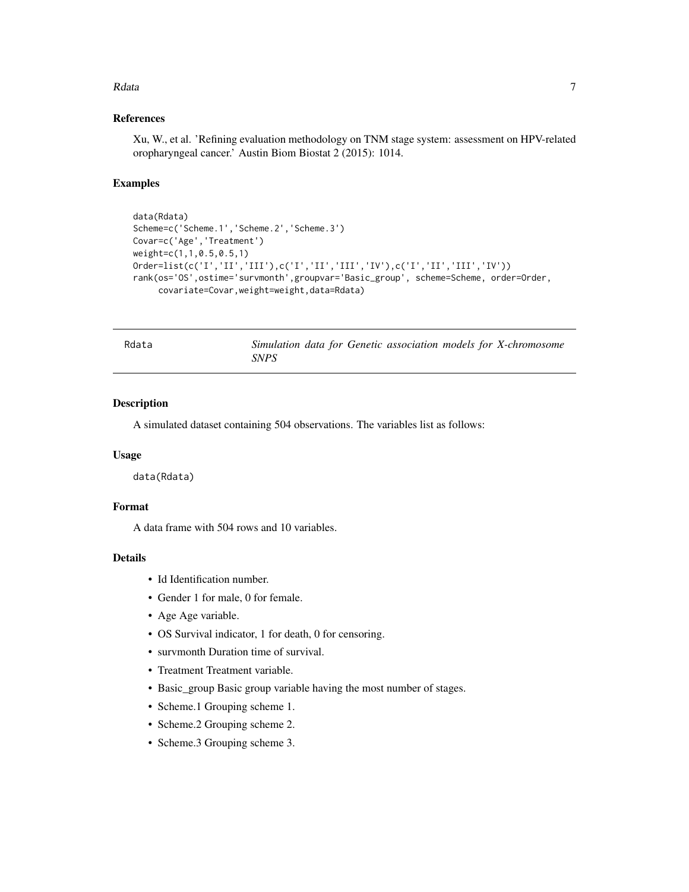### References

Xu, W., et al. 'Refining evaluation methodology on TNM stage system: assessment on HPV-related oropharyngeal cancer.' Austin Biom Biostat 2 (2015): 1014.

### Examples

```
data(Rdata)
Scheme=c('Scheme.1','Scheme.2','Scheme.3')
Covar=c('Age','Treatment')
weight=c(1,1,0.5,0.5,1)
Order=list(c('I','II','III'),c('I','II','III','IV'),c('I','II','III','IV'))
rank(os='OS',ostime='survmonth',groupvar='Basic_group', scheme=Scheme, order=Order,
     covariate=Covar,weight=weight,data=Rdata)
```

---

## Rdata — *Simulation data for Genetic association models for X-chromosome SNPS*

### Description

A simulated dataset containing 504 observations. The variables list as follows:

### Usage

```
data(Rdata)
```

### Format

A data frame with 504 rows and 10 variables.

### Details

- Id Identification number.
- Gender 1 for male, 0 for female.
- Age Age variable.
- OS Survival indicator, 1 for death, 0 for censoring.
- survmonth Duration time of survival.
- Treatment Treatment variable.
- Basic_group Basic group variable having the most number of stages.
- Scheme.1 Grouping scheme 1.
- Scheme.2 Grouping scheme 2.
- Scheme.3 Grouping scheme 3.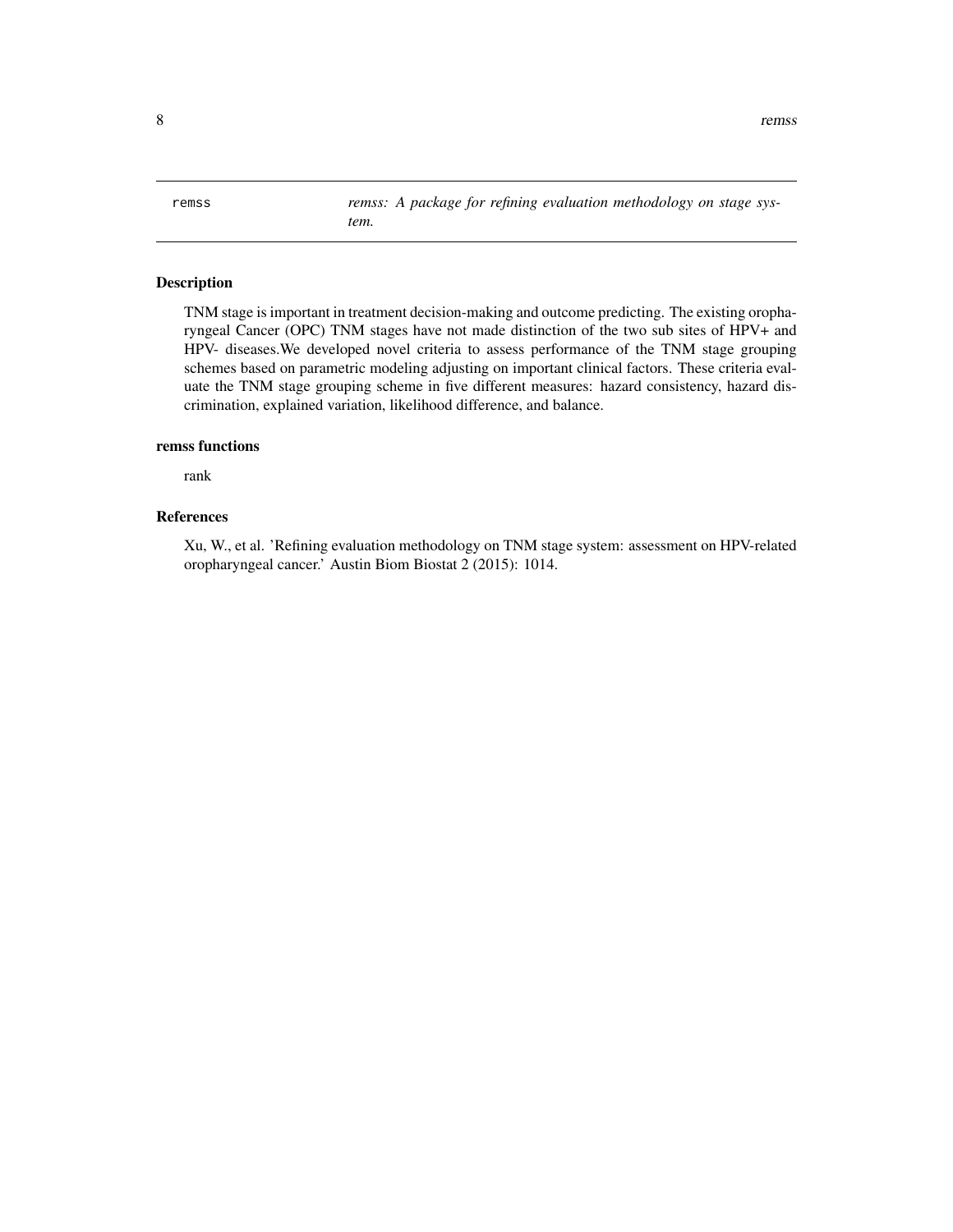remss — *remss: A package for refining evaluation methodology on stage system.*

## Description

TNM stage is important in treatment decision-making and outcome predicting. The existing oropharyngeal Cancer (OPC) TNM stages have not made distinction of the two sub sites of HPV+ and HPV- diseases.We developed novel criteria to assess performance of the TNM stage grouping schemes based on parametric modeling adjusting on important clinical factors. These criteria evaluate the TNM stage grouping scheme in five different measures: hazard consistency, hazard discrimination, explained variation, likelihood difference, and balance.

## remss functions

rank

## References

Xu, W., et al. 'Refining evaluation methodology on TNM stage system: assessment on HPV-related oropharyngeal cancer.' Austin Biom Biostat 2 (2015): 1014.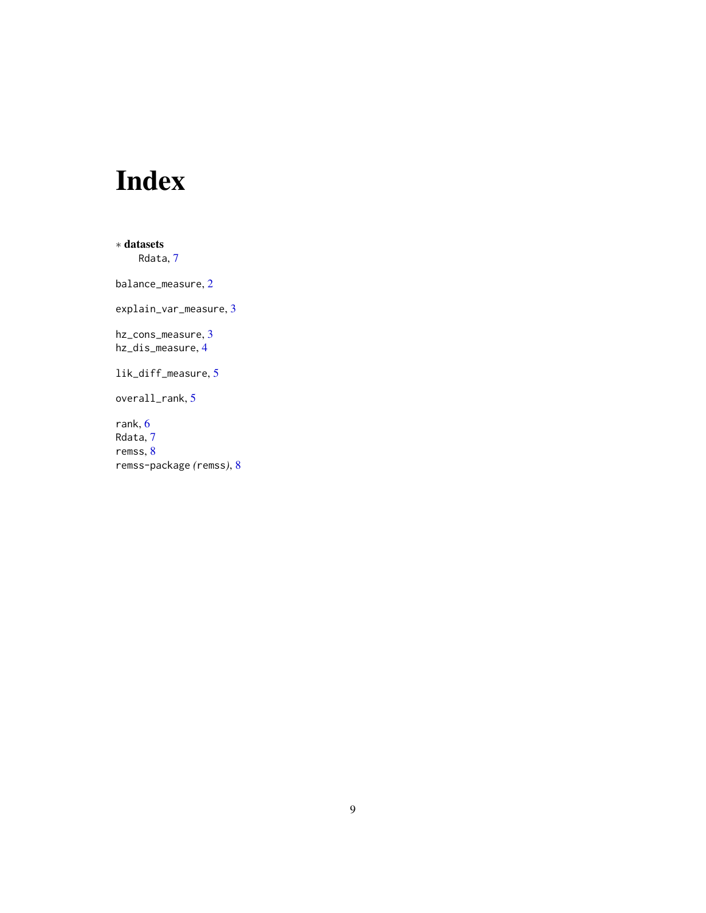# Index

∗ **datasets**
    Rdata, 7

balance_measure, 2

explain_var_measure, 3

hz_cons_measure, 3
hz_dis_measure, 4

lik_diff_measure, 5

overall_rank, 5

rank, 6
Rdata, 7
remss, 8
remss-package *(*remss*)*, 8